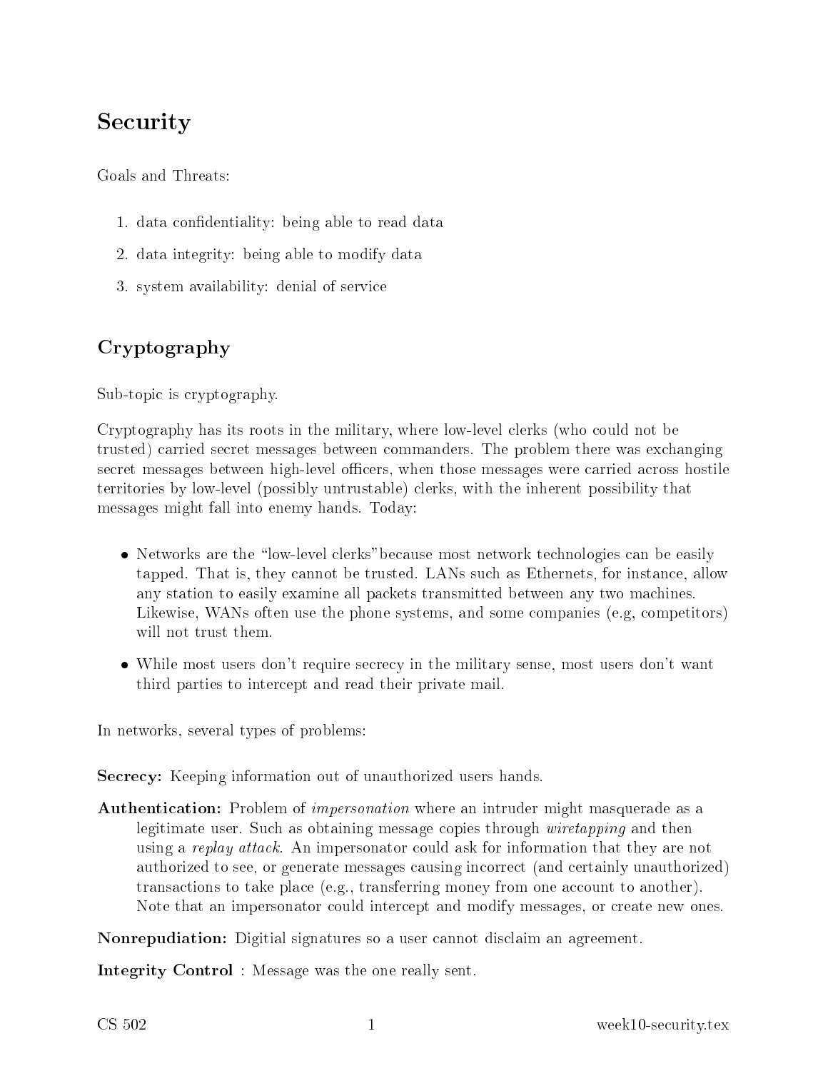# Security

Goals and Threats:

1. data confidentiality: being able to read data
2. data integrity: being able to modify data
3. system availability: denial of service

## Cryptography

Sub-topic is cryptography.

Cryptography has its roots in the military, where low-level clerks (who could not be trusted) carried secret messages between commanders. The problem there was exchanging secret messages between high-level officers, when those messages were carried across hostile territories by low-level (possibly untrustable) clerks, with the inherent possibility that messages might fall into enemy hands. Today:

- Networks are the "low-level clerks"because most network technologies can be easily tapped. That is, they cannot be trusted. LANs such as Ethernets, for instance, allow any station to easily examine all packets transmitted between any two machines. Likewise, WANs often use the phone systems, and some companies (e.g, competitors) will not trust them.
- While most users don't require secrecy in the military sense, most users don't want third parties to intercept and read their private mail.

In networks, several types of problems:

**Secrecy:** Keeping information out of unauthorized users hands.

**Authentication:** Problem of *impersonation* where an intruder might masquerade as a legitimate user. Such as obtaining message copies through *wiretapping* and then using a *replay attack*. An impersonator could ask for information that they are not authorized to see, or generate messages causing incorrect (and certainly unauthorized) transactions to take place (e.g., transferring money from one account to another). Note that an impersonator could intercept and modify messages, or create new ones.

**Nonrepudiation:** Digitial signatures so a user cannot disclaim an agreement.

**Integrity Control** : Message was the one really sent.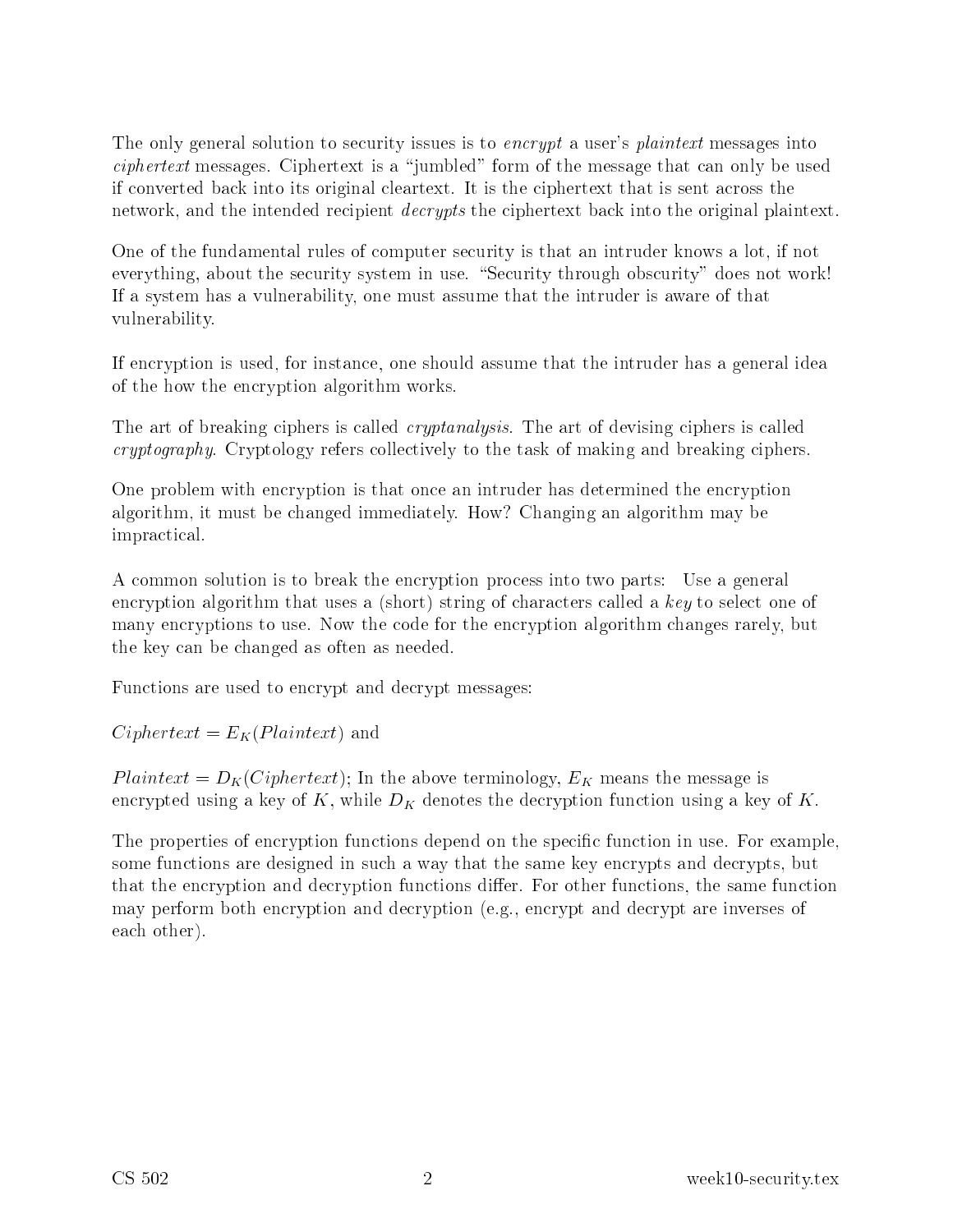The only general solution to security issues is to *encrypt* a user's *plaintext* messages into *ciphertext* messages. Ciphertext is a "jumbled" form of the message that can only be used if converted back into its original cleartext. It is the ciphertext that is sent across the network, and the intended recipient *decrypts* the ciphertext back into the original plaintext.

One of the fundamental rules of computer security is that an intruder knows a lot, if not everything, about the security system in use. "Security through obscurity" does not work! If a system has a vulnerability, one must assume that the intruder is aware of that vulnerability.

If encryption is used, for instance, one should assume that the intruder has a general idea of the how the encryption algorithm works.

The art of breaking ciphers is called *cryptanalysis*. The art of devising ciphers is called *cryptography*. Cryptology refers collectively to the task of making and breaking ciphers.

One problem with encryption is that once an intruder has determined the encryption algorithm, it must be changed immediately. How? Changing an algorithm may be impractical.

A common solution is to break the encryption process into two parts: Use a general encryption algorithm that uses a (short) string of characters called a *key* to select one of many encryptions to use. Now the code for the encryption algorithm changes rarely, but the key can be changed as often as needed.

Functions are used to encrypt and decrypt messages:

$Ciphertext = E_K(Plaintext)$ and

$Plaintext = D_K(Ciphertext)$; In the above terminology, $E_K$ means the message is encrypted using a key of $K$, while $D_K$ denotes the decryption function using a key of $K$.

The properties of encryption functions depend on the specific function in use. For example, some functions are designed in such a way that the same key encrypts and decrypts, but that the encryption and decryption functions differ. For other functions, the same function may perform both encryption and decryption (e.g., encrypt and decrypt are inverses of each other).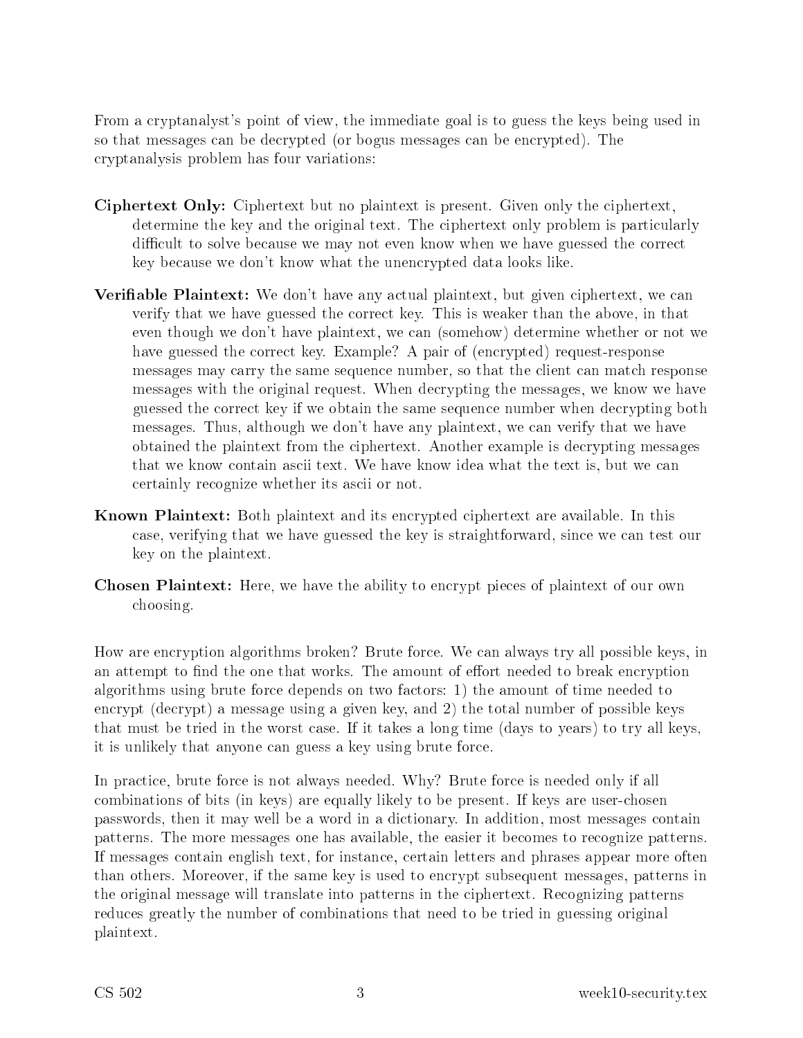From a cryptanalyst's point of view, the immediate goal is to guess the keys being used in so that messages can be decrypted (or bogus messages can be encrypted). The cryptanalysis problem has four variations:

**Ciphertext Only:** Ciphertext but no plaintext is present. Given only the ciphertext, determine the key and the original text. The ciphertext only problem is particularly difficult to solve because we may not even know when we have guessed the correct key because we don't know what the unencrypted data looks like.

**Verifiable Plaintext:** We don't have any actual plaintext, but given ciphertext, we can verify that we have guessed the correct key. This is weaker than the above, in that even though we don't have plaintext, we can (somehow) determine whether or not we have guessed the correct key. Example? A pair of (encrypted) request-response messages may carry the same sequence number, so that the client can match response messages with the original request. When decrypting the messages, we know we have guessed the correct key if we obtain the same sequence number when decrypting both messages. Thus, although we don't have any plaintext, we can verify that we have obtained the plaintext from the ciphertext. Another example is decrypting messages that we know contain ascii text. We have know idea what the text is, but we can certainly recognize whether its ascii or not.

**Known Plaintext:** Both plaintext and its encrypted ciphertext are available. In this case, verifying that we have guessed the key is straightforward, since we can test our key on the plaintext.

**Chosen Plaintext:** Here, we have the ability to encrypt pieces of plaintext of our own choosing.

How are encryption algorithms broken? Brute force. We can always try all possible keys, in an attempt to find the one that works. The amount of effort needed to break encryption algorithms using brute force depends on two factors: 1) the amount of time needed to encrypt (decrypt) a message using a given key, and 2) the total number of possible keys that must be tried in the worst case. If it takes a long time (days to years) to try all keys, it is unlikely that anyone can guess a key using brute force.

In practice, brute force is not always needed. Why? Brute force is needed only if all combinations of bits (in keys) are equally likely to be present. If keys are user-chosen passwords, then it may well be a word in a dictionary. In addition, most messages contain patterns. The more messages one has available, the easier it becomes to recognize patterns. If messages contain english text, for instance, certain letters and phrases appear more often than others. Moreover, if the same key is used to encrypt subsequent messages, patterns in the original message will translate into patterns in the ciphertext. Recognizing patterns reduces greatly the number of combinations that need to be tried in guessing original plaintext.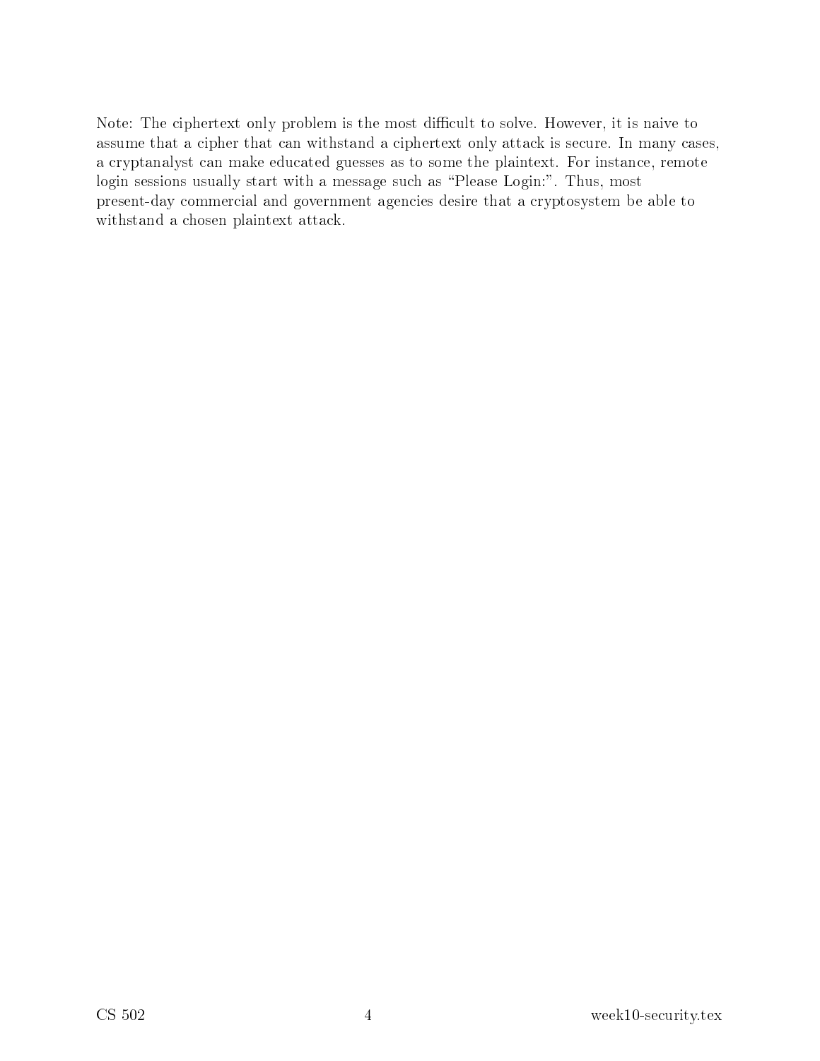Note: The ciphertext only problem is the most difficult to solve. However, it is naive to assume that a cipher that can withstand a ciphertext only attack is secure. In many cases, a cryptanalyst can make educated guesses as to some the plaintext. For instance, remote login sessions usually start with a message such as "Please Login:". Thus, most present-day commercial and government agencies desire that a cryptosystem be able to withstand a chosen plaintext attack.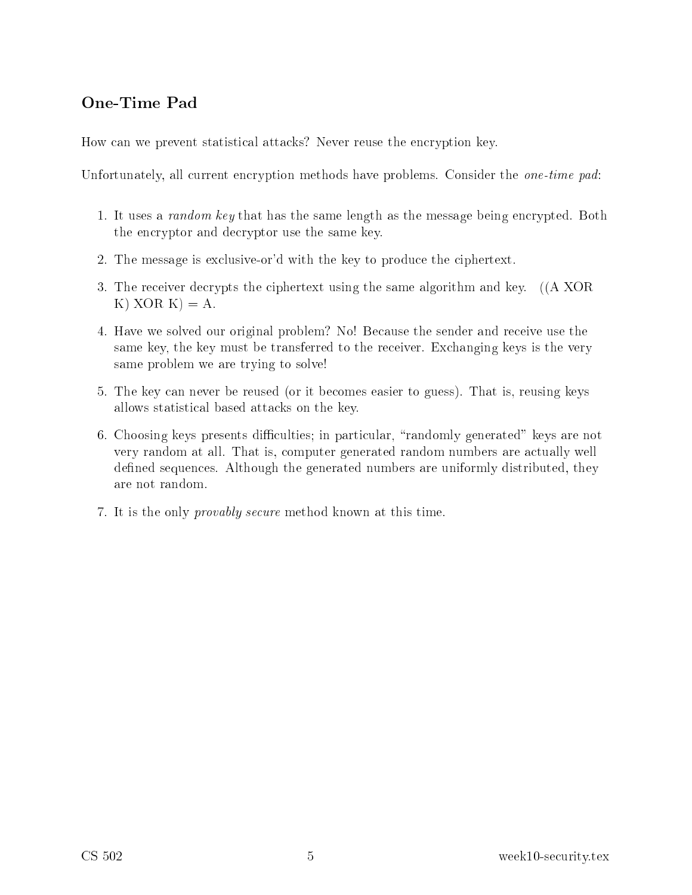## One-Time Pad

How can we prevent statistical attacks? Never reuse the encryption key.

Unfortunately, all current encryption methods have problems. Consider the *one-time pad*:

1. It uses a *random key* that has the same length as the message being encrypted. Both the encryptor and decryptor use the same key.
2. The message is exclusive-or'd with the key to produce the ciphertext.
3. The receiver decrypts the ciphertext using the same algorithm and key. ((A XOR K) XOR K) = A.
4. Have we solved our original problem? No! Because the sender and receive use the same key, the key must be transferred to the receiver. Exchanging keys is the very same problem we are trying to solve!
5. The key can never be reused (or it becomes easier to guess). That is, reusing keys allows statistical based attacks on the key.
6. Choosing keys presents difficulties; in particular, "randomly generated" keys are not very random at all. That is, computer generated random numbers are actually well defined sequences. Although the generated numbers are uniformly distributed, they are not random.
7. It is the only *provably secure* method known at this time.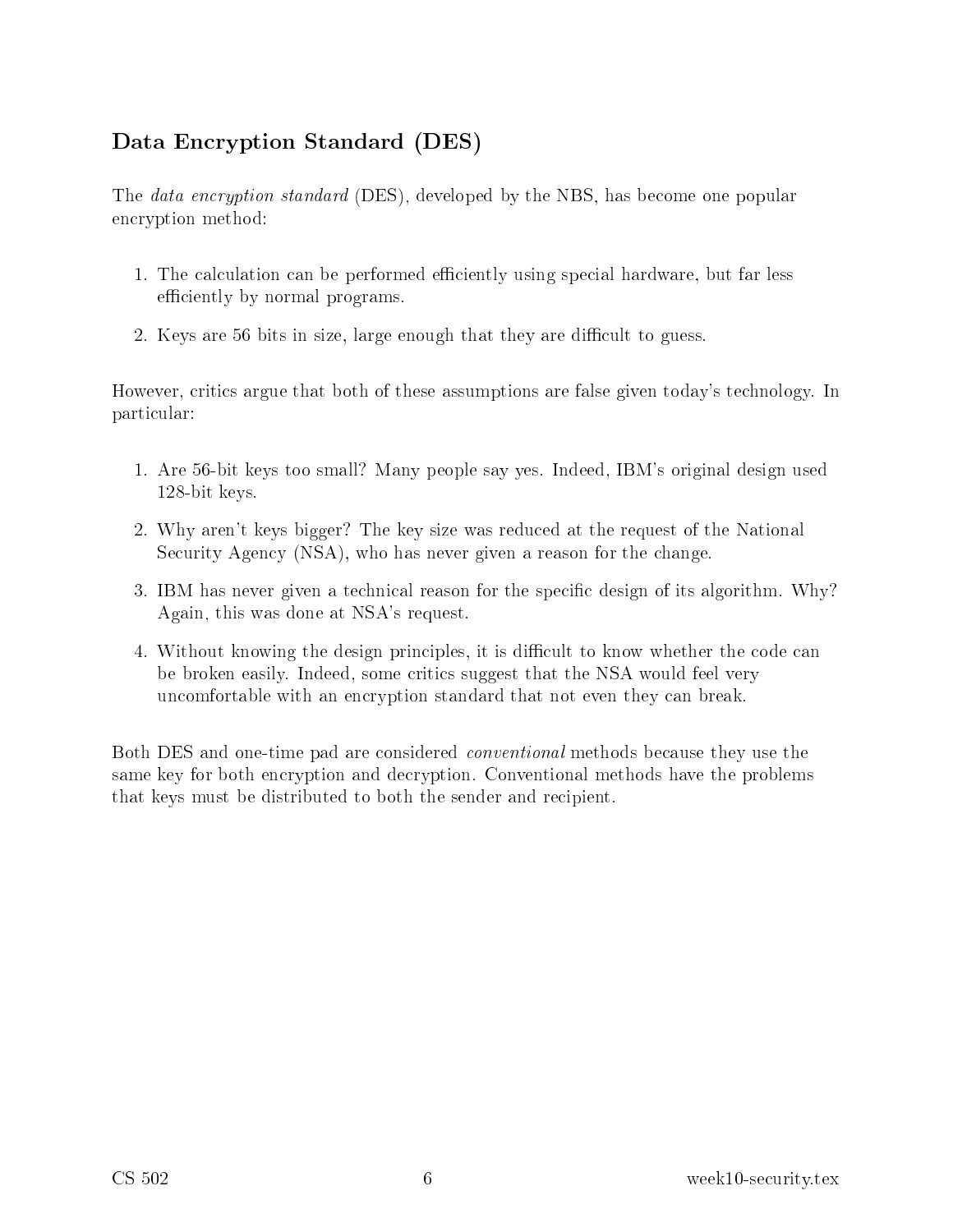## Data Encryption Standard (DES)

The *data encryption standard* (DES), developed by the NBS, has become one popular encryption method:

1. The calculation can be performed efficiently using special hardware, but far less efficiently by normal programs.
2. Keys are 56 bits in size, large enough that they are difficult to guess.

However, critics argue that both of these assumptions are false given today's technology. In particular:

1. Are 56-bit keys too small? Many people say yes. Indeed, IBM's original design used 128-bit keys.
2. Why aren't keys bigger? The key size was reduced at the request of the National Security Agency (NSA), who has never given a reason for the change.
3. IBM has never given a technical reason for the specific design of its algorithm. Why? Again, this was done at NSA's request.
4. Without knowing the design principles, it is difficult to know whether the code can be broken easily. Indeed, some critics suggest that the NSA would feel very uncomfortable with an encryption standard that not even they can break.

Both DES and one-time pad are considered *conventional* methods because they use the same key for both encryption and decryption. Conventional methods have the problems that keys must be distributed to both the sender and recipient.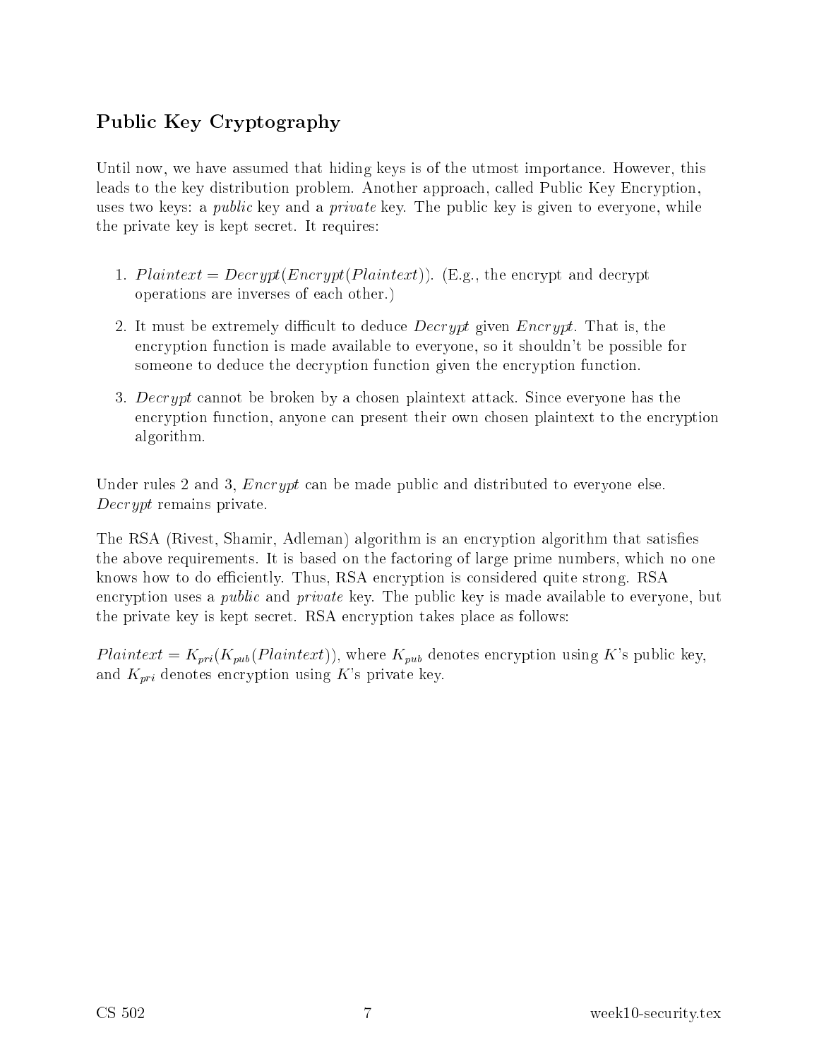## Public Key Cryptography

Until now, we have assumed that hiding keys is of the utmost importance. However, this leads to the key distribution problem. Another approach, called Public Key Encryption, uses two keys: a *public* key and a *private* key. The public key is given to everyone, while the private key is kept secret. It requires:

1. $Plaintext = Decrypt(Encrypt(Plaintext))$. (E.g., the encrypt and decrypt operations are inverses of each other.)
2. It must be extremely difficult to deduce *Decrypt* given *Encrypt*. That is, the encryption function is made available to everyone, so it shouldn't be possible for someone to deduce the decryption function given the encryption function.
3. *Decrypt* cannot be broken by a chosen plaintext attack. Since everyone has the encryption function, anyone can present their own chosen plaintext to the encryption algorithm.

Under rules 2 and 3, *Encrypt* can be made public and distributed to everyone else. *Decrypt* remains private.

The RSA (Rivest, Shamir, Adleman) algorithm is an encryption algorithm that satisfies the above requirements. It is based on the factoring of large prime numbers, which no one knows how to do efficiently. Thus, RSA encryption is considered quite strong. RSA encryption uses a *public* and *private* key. The public key is made available to everyone, but the private key is kept secret. RSA encryption takes place as follows:

$Plaintext = K_{pri}(K_{pub}(Plaintext))$, where $K_{pub}$ denotes encryption using $K$'s public key, and $K_{pri}$ denotes encryption using $K$'s private key.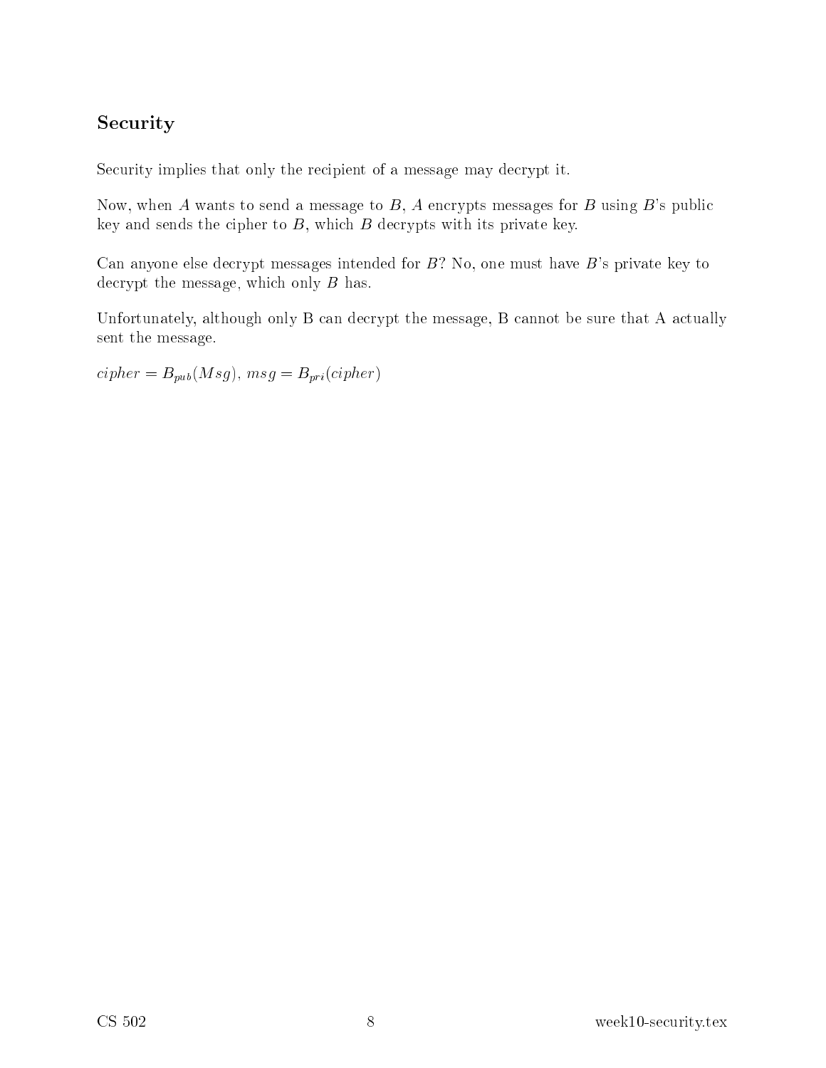## Security

Security implies that only the recipient of a message may decrypt it.

Now, when $A$ wants to send a message to $B$, $A$ encrypts messages for $B$ using $B$'s public key and sends the cipher to $B$, which $B$ decrypts with its private key.

Can anyone else decrypt messages intended for $B$? No, one must have $B$'s private key to decrypt the message, which only $B$ has.

Unfortunately, although only B can decrypt the message, B cannot be sure that A actually sent the message.

$cipher = B_{pub}(Msg)$, $msg = B_{pri}(cipher)$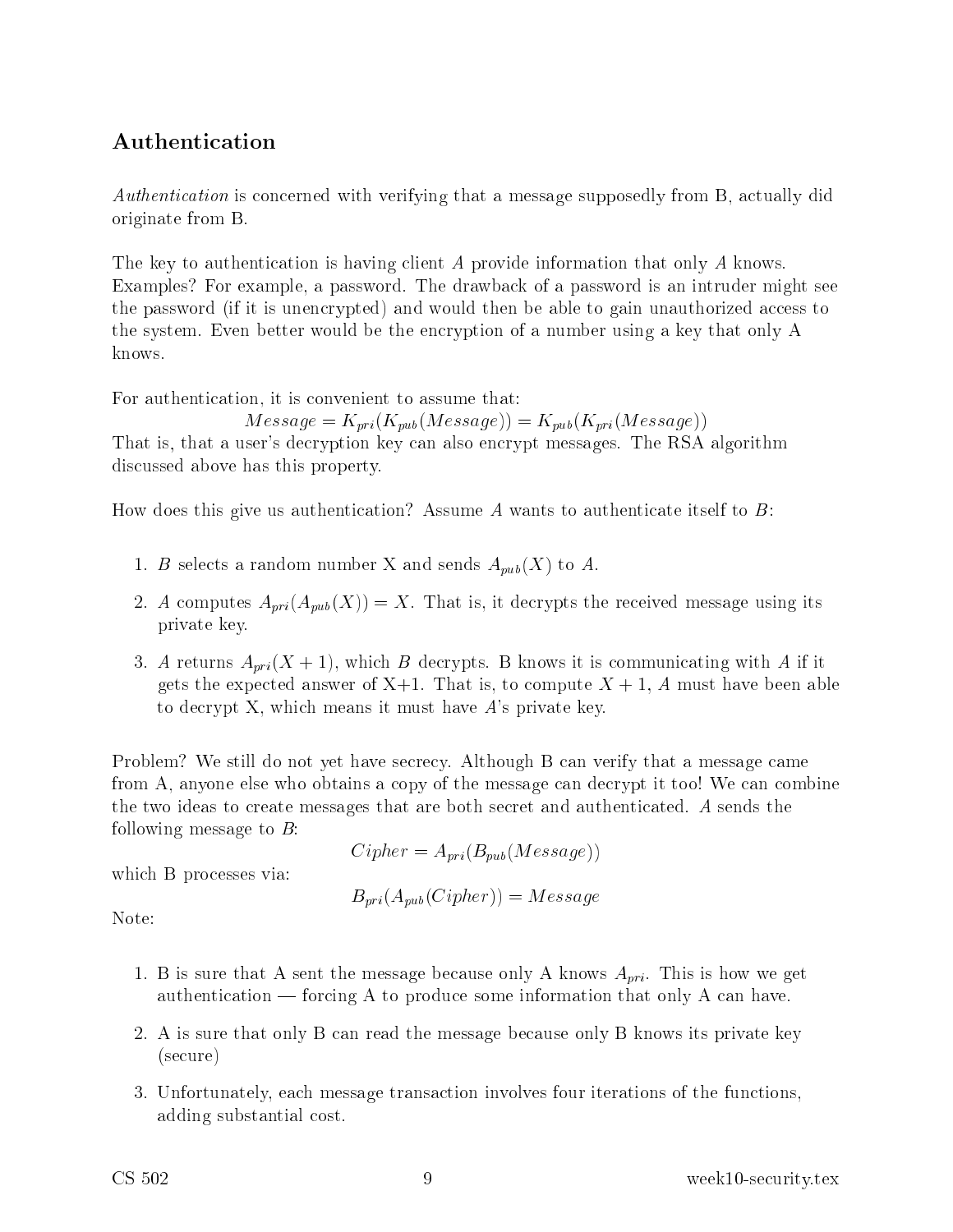## Authentication

*Authentication* is concerned with verifying that a message supposedly from B, actually did originate from B.

The key to authentication is having client $A$ provide information that only $A$ knows. Examples? For example, a password. The drawback of a password is an intruder might see the password (if it is unencrypted) and would then be able to gain unauthorized access to the system. Even better would be the encryption of a number using a key that only A knows.

For authentication, it is convenient to assume that:

$$Message = K_{pri}(K_{pub}(Message)) = K_{pub}(K_{pri}(Message))$$

That is, that a user's decryption key can also encrypt messages. The RSA algorithm discussed above has this property.

How does this give us authentication? Assume $A$ wants to authenticate itself to $B$:

1. $B$ selects a random number X and sends $A_{pub}(X)$ to $A$.
2. $A$ computes $A_{pri}(A_{pub}(X)) = X$. That is, it decrypts the received message using its private key.
3. $A$ returns $A_{pri}(X + 1)$, which $B$ decrypts. B knows it is communicating with $A$ if it gets the expected answer of X+1. That is, to compute $X + 1$, $A$ must have been able to decrypt X, which means it must have $A$'s private key.

Problem? We still do not yet have secrecy. Although B can verify that a message came from A, anyone else who obtains a copy of the message can decrypt it too! We can combine the two ideas to create messages that are both secret and authenticated. $A$ sends the following message to $B$:

$$Cipher = A_{pri}(B_{pub}(Message))$$

which B processes via:

$$B_{pri}(A_{pub}(Cipher)) = Message$$

Note:

1. B is sure that A sent the message because only A knows $A_{pri}$. This is how we get authentication — forcing A to produce some information that only A can have.
2. A is sure that only B can read the message because only B knows its private key (secure)
3. Unfortunately, each message transaction involves four iterations of the functions, adding substantial cost.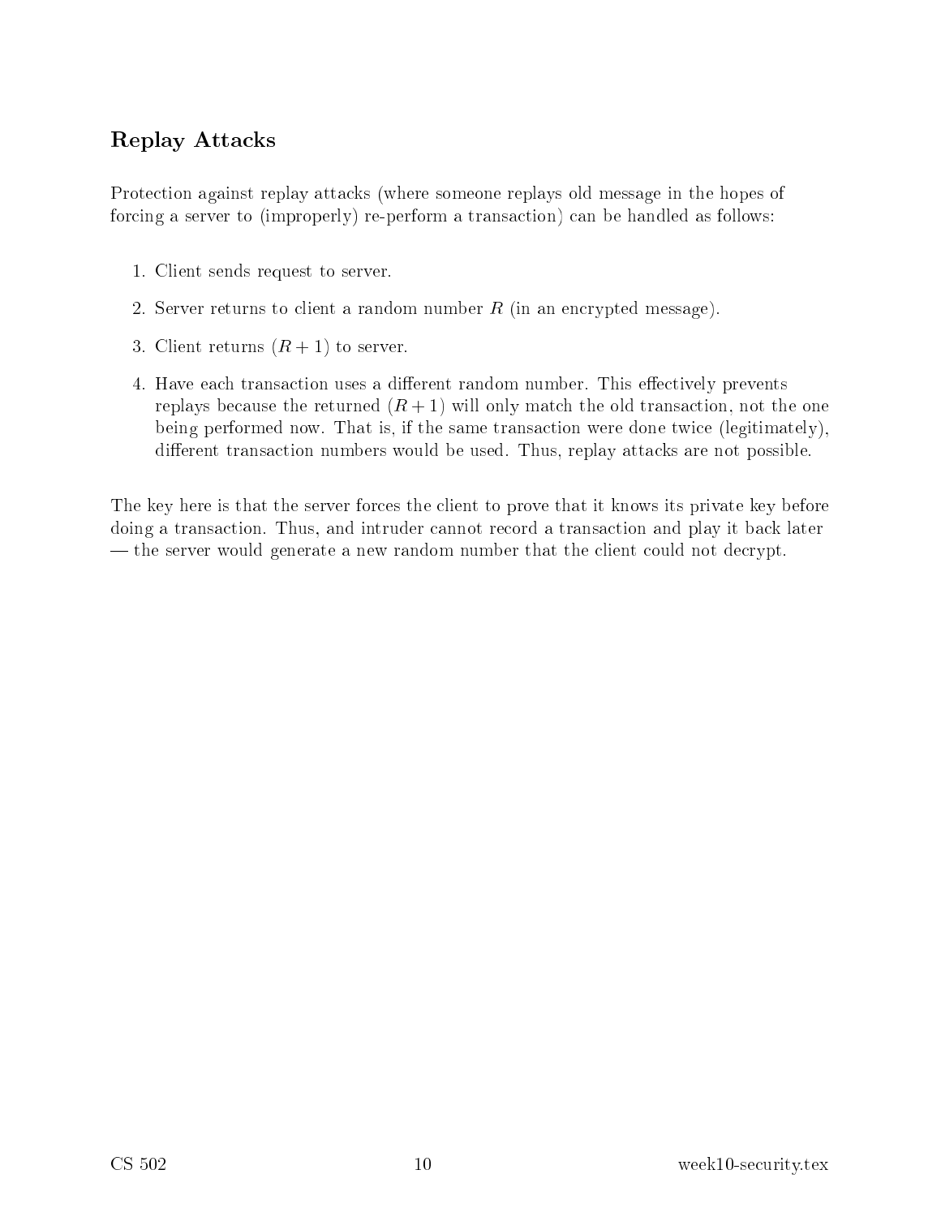## Replay Attacks

Protection against replay attacks (where someone replays old message in the hopes of forcing a server to (improperly) re-perform a transaction) can be handled as follows:

1. Client sends request to server.
2. Server returns to client a random number $R$ (in an encrypted message).
3. Client returns $(R + 1)$ to server.
4. Have each transaction uses a different random number. This effectively prevents replays because the returned $(R + 1)$ will only match the old transaction, not the one being performed now. That is, if the same transaction were done twice (legitimately), different transaction numbers would be used. Thus, replay attacks are not possible.

The key here is that the server forces the client to prove that it knows its private key before doing a transaction. Thus, and intruder cannot record a transaction and play it back later — the server would generate a new random number that the client could not decrypt.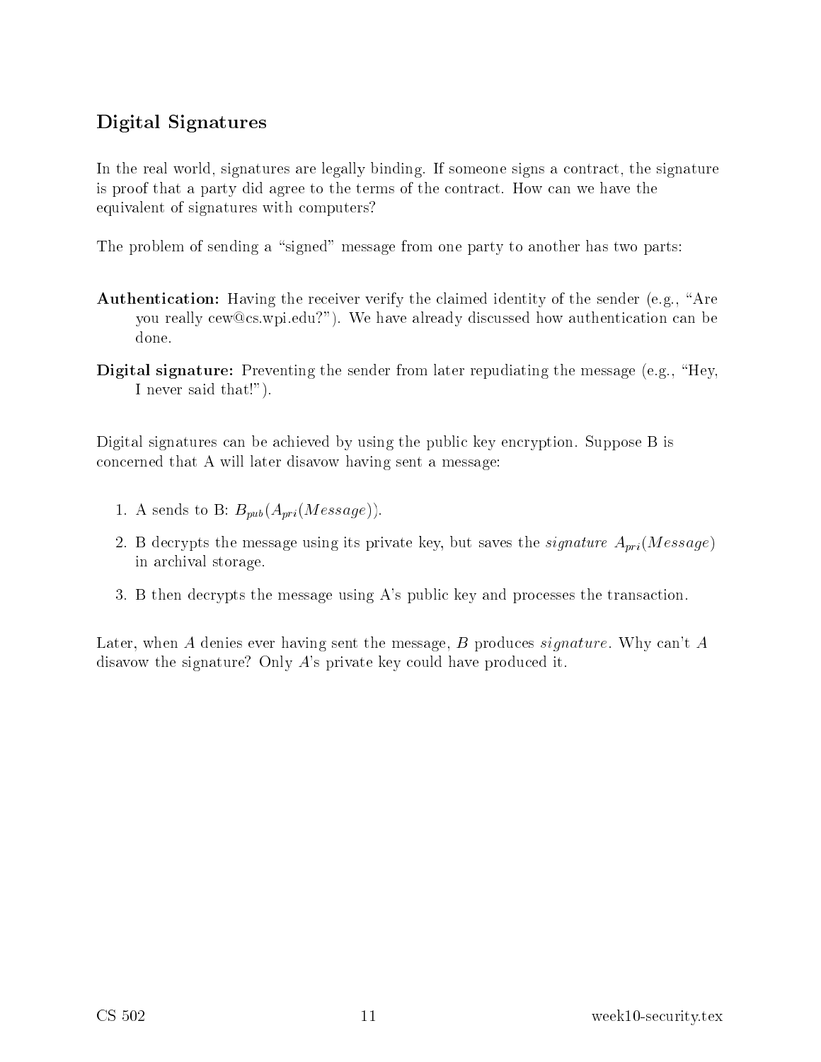## Digital Signatures

In the real world, signatures are legally binding. If someone signs a contract, the signature is proof that a party did agree to the terms of the contract. How can we have the equivalent of signatures with computers?

The problem of sending a "signed" message from one party to another has two parts:

**Authentication:** Having the receiver verify the claimed identity of the sender (e.g., "Are you really cew@cs.wpi.edu?"). We have already discussed how authentication can be done.

**Digital signature:** Preventing the sender from later repudiating the message (e.g., "Hey, I never said that!").

Digital signatures can be achieved by using the public key encryption. Suppose B is concerned that A will later disavow having sent a message:

1. A sends to B: $B_{pub}(A_{pri}(Message))$.
2. B decrypts the message using its private key, but saves the *signature* $A_{pri}(Message)$ in archival storage.
3. B then decrypts the message using A's public key and processes the transaction.

Later, when $A$ denies ever having sent the message, $B$ produces *signature*. Why can't $A$ disavow the signature? Only $A$'s private key could have produced it.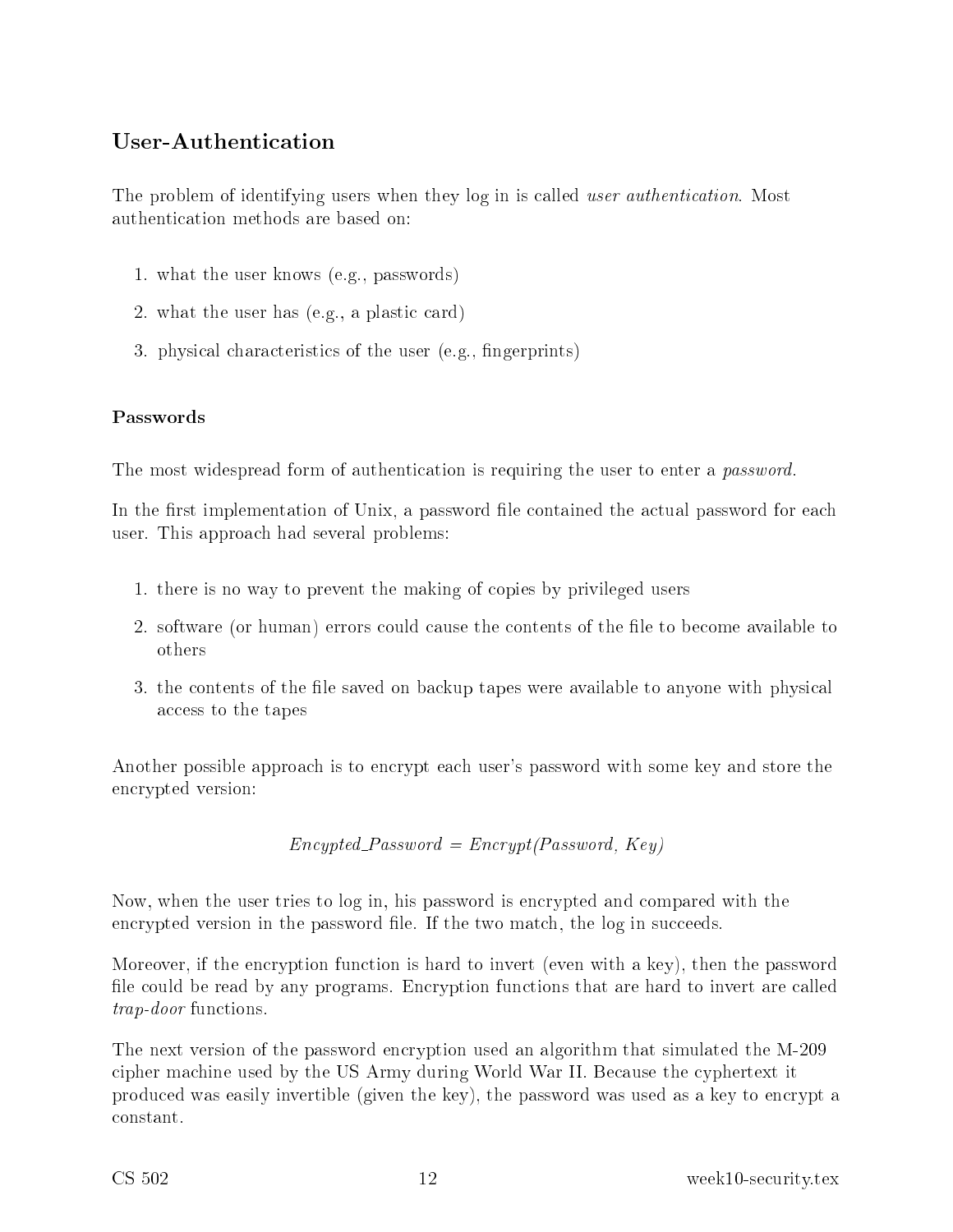## User-Authentication

The problem of identifying users when they log in is called *user authentication*. Most authentication methods are based on:

1. what the user knows (e.g., passwords)
2. what the user has (e.g., a plastic card)
3. physical characteristics of the user (e.g., fingerprints)

### Passwords

The most widespread form of authentication is requiring the user to enter a *password*.

In the first implementation of Unix, a password file contained the actual password for each user. This approach had several problems:

1. there is no way to prevent the making of copies by privileged users
2. software (or human) errors could cause the contents of the file to become available to others
3. the contents of the file saved on backup tapes were available to anyone with physical access to the tapes

Another possible approach is to encrypt each user's password with some key and store the encrypted version:

$$\textit{Encypted\_Password} = \textit{Encrypt(Password, Key)}$$

Now, when the user tries to log in, his password is encrypted and compared with the encrypted version in the password file. If the two match, the log in succeeds.

Moreover, if the encryption function is hard to invert (even with a key), then the password file could be read by any programs. Encryption functions that are hard to invert are called *trap-door* functions.

The next version of the password encryption used an algorithm that simulated the M-209 cipher machine used by the US Army during World War II. Because the cyphertext it produced was easily invertible (given the key), the password was used as a key to encrypt a constant.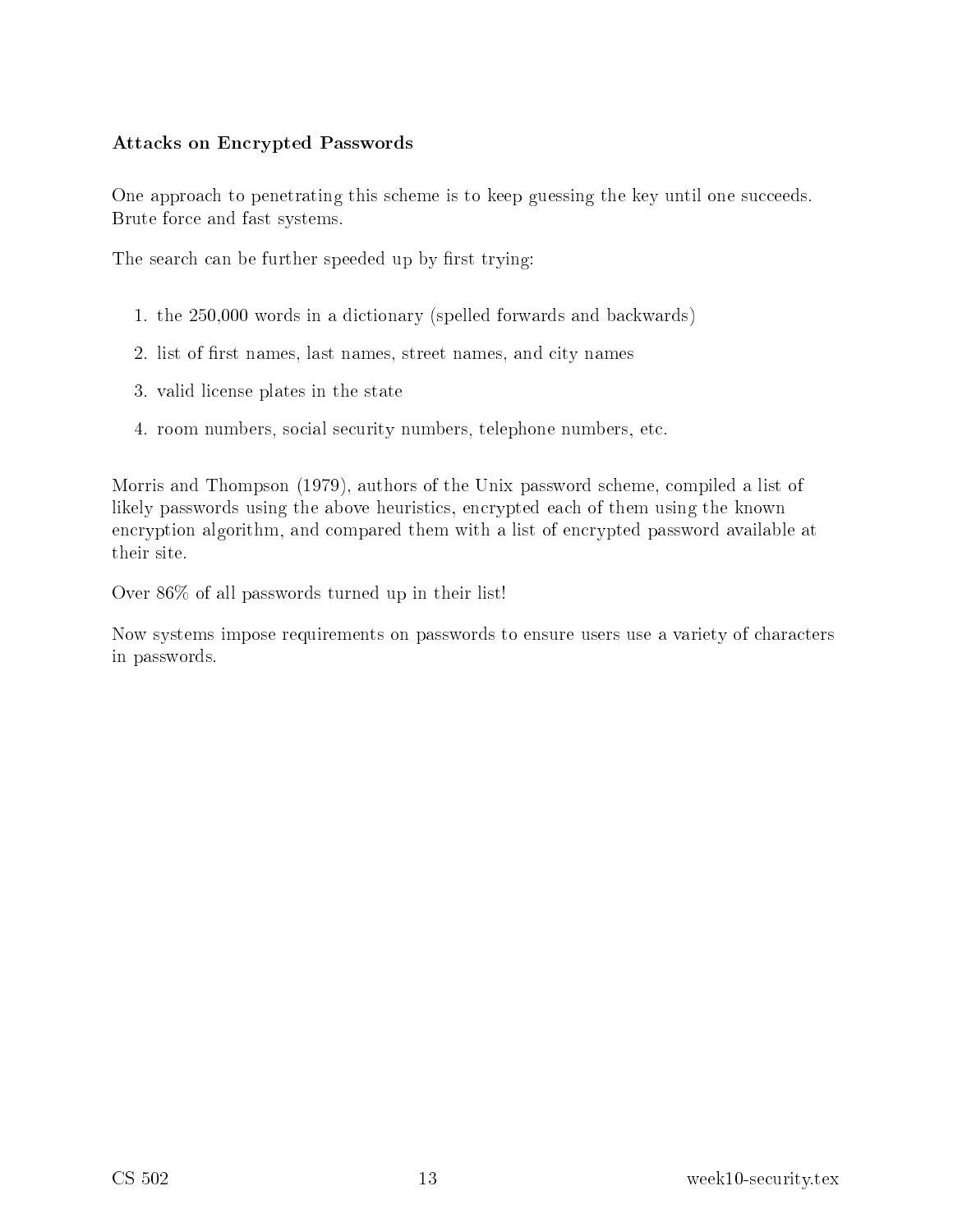### Attacks on Encrypted Passwords

One approach to penetrating this scheme is to keep guessing the key until one succeeds. Brute force and fast systems.

The search can be further speeded up by first trying:

1. the 250,000 words in a dictionary (spelled forwards and backwards)
2. list of first names, last names, street names, and city names
3. valid license plates in the state
4. room numbers, social security numbers, telephone numbers, etc.

Morris and Thompson (1979), authors of the Unix password scheme, compiled a list of likely passwords using the above heuristics, encrypted each of them using the known encryption algorithm, and compared them with a list of encrypted password available at their site.

Over 86% of all passwords turned up in their list!

Now systems impose requirements on passwords to ensure users use a variety of characters in passwords.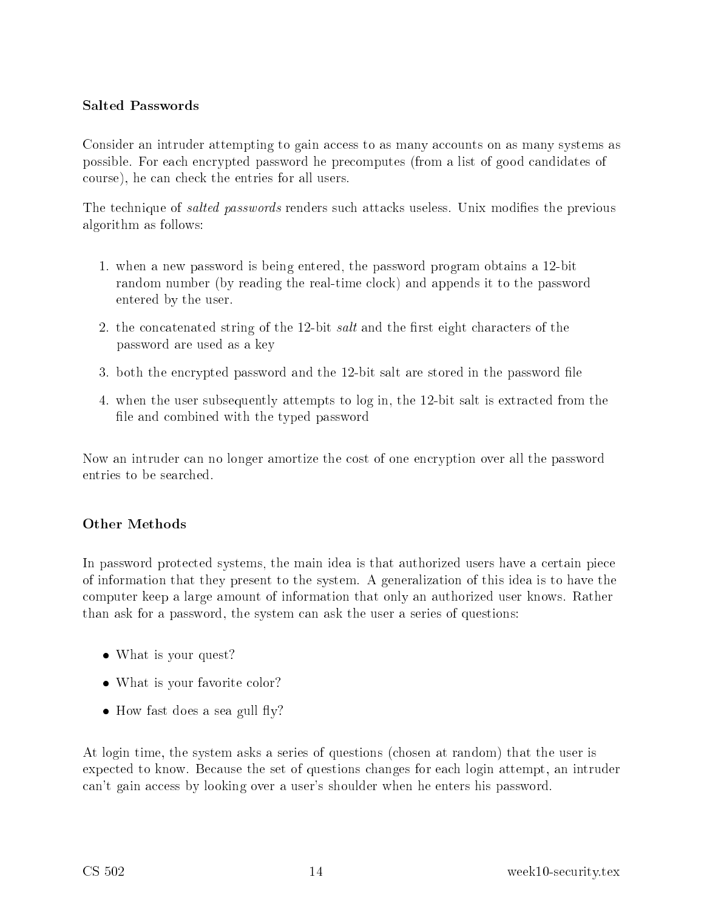### Salted Passwords

Consider an intruder attempting to gain access to as many accounts on as many systems as possible. For each encrypted password he precomputes (from a list of good candidates of course), he can check the entries for all users.

The technique of *salted passwords* renders such attacks useless. Unix modifies the previous algorithm as follows:

1. when a new password is being entered, the password program obtains a 12-bit random number (by reading the real-time clock) and appends it to the password entered by the user.
2. the concatenated string of the 12-bit *salt* and the first eight characters of the password are used as a key
3. both the encrypted password and the 12-bit salt are stored in the password file
4. when the user subsequently attempts to log in, the 12-bit salt is extracted from the file and combined with the typed password

Now an intruder can no longer amortize the cost of one encryption over all the password entries to be searched.

### Other Methods

In password protected systems, the main idea is that authorized users have a certain piece of information that they present to the system. A generalization of this idea is to have the computer keep a large amount of information that only an authorized user knows. Rather than ask for a password, the system can ask the user a series of questions:

- What is your quest?
- What is your favorite color?
- How fast does a sea gull fly?

At login time, the system asks a series of questions (chosen at random) that the user is expected to know. Because the set of questions changes for each login attempt, an intruder can't gain access by looking over a user's shoulder when he enters his password.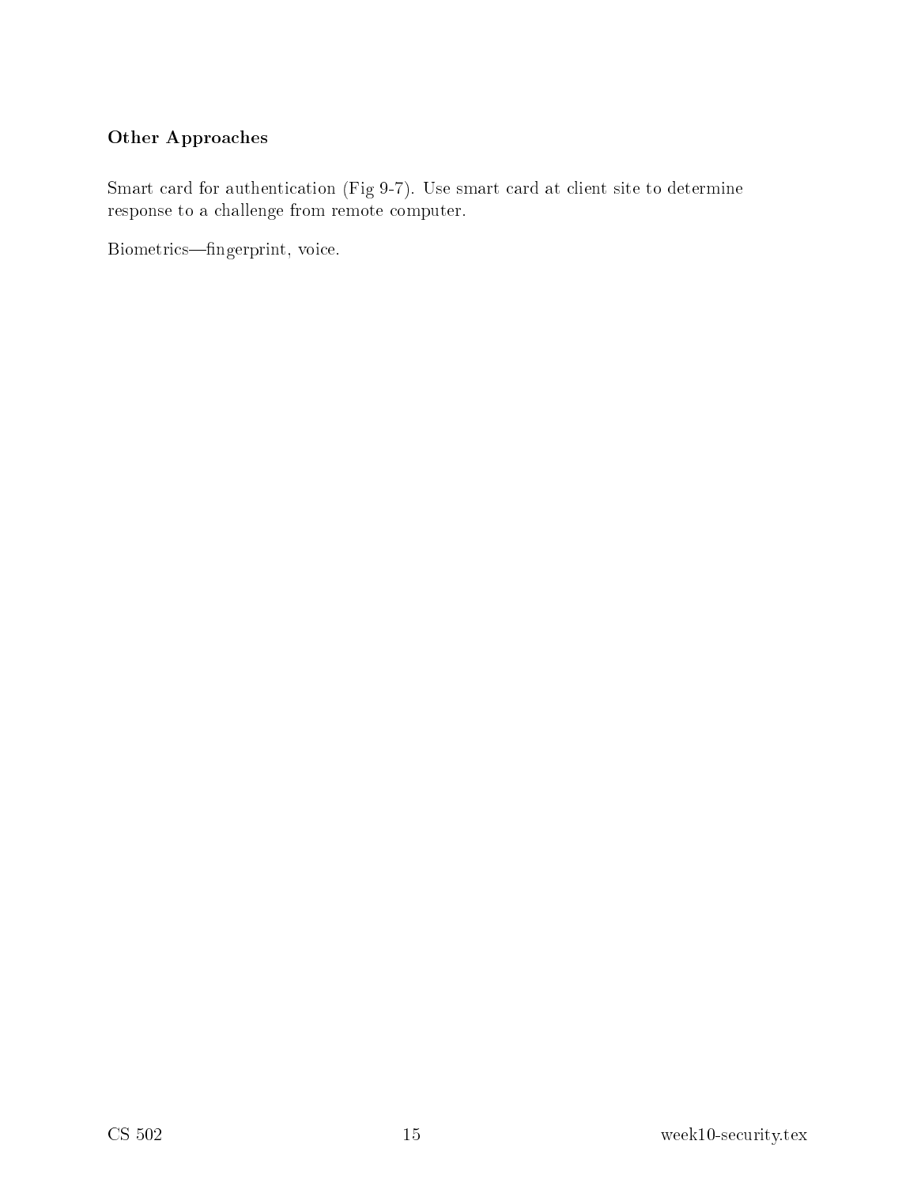### Other Approaches

Smart card for authentication (Fig 9-7). Use smart card at client site to determine response to a challenge from remote computer.

Biometrics—fingerprint, voice.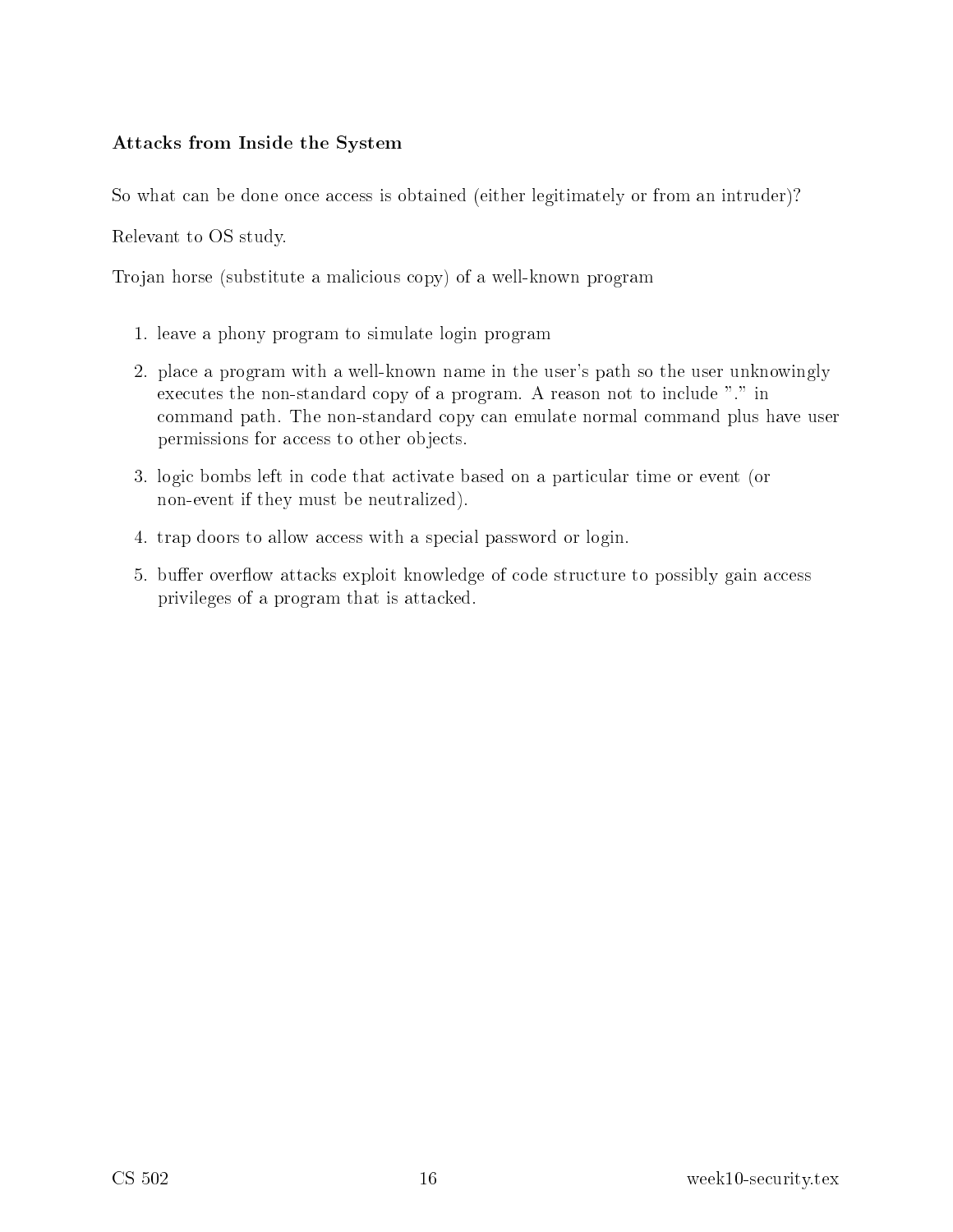**Attacks from Inside the System**

So what can be done once access is obtained (either legitimately or from an intruder)?

Relevant to OS study.

Trojan horse (substitute a malicious copy) of a well-known program

1. leave a phony program to simulate login program
2. place a program with a well-known name in the user's path so the user unknowingly executes the non-standard copy of a program. A reason not to include "." in command path. The non-standard copy can emulate normal command plus have user permissions for access to other objects.
3. logic bombs left in code that activate based on a particular time or event (or non-event if they must be neutralized).
4. trap doors to allow access with a special password or login.
5. buffer overflow attacks exploit knowledge of code structure to possibly gain access privileges of a program that is attacked.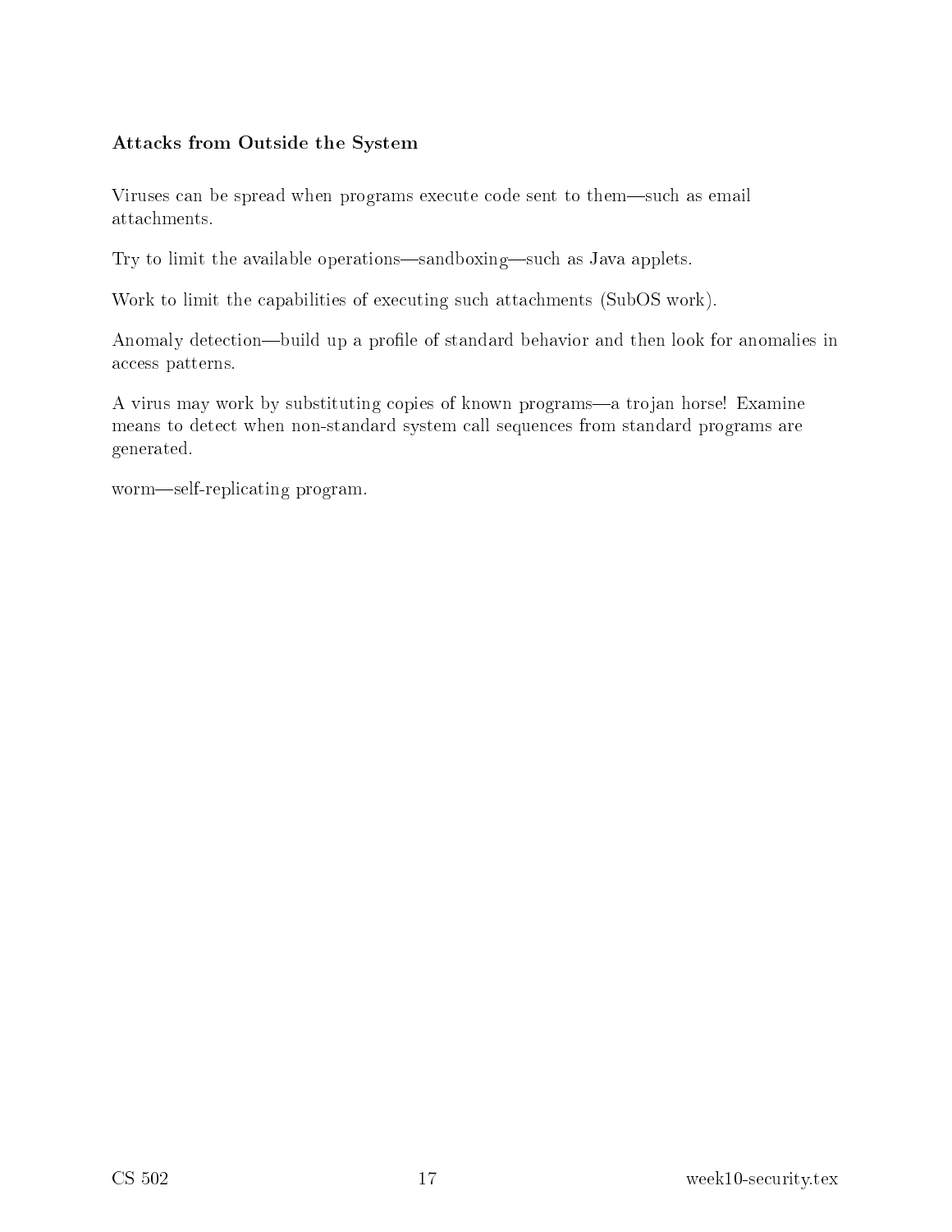### Attacks from Outside the System

Viruses can be spread when programs execute code sent to them—such as email attachments.

Try to limit the available operations—sandboxing—such as Java applets.

Work to limit the capabilities of executing such attachments (SubOS work).

Anomaly detection—build up a profile of standard behavior and then look for anomalies in access patterns.

A virus may work by substituting copies of known programs—a trojan horse! Examine means to detect when non-standard system call sequences from standard programs are generated.

worm—self-replicating program.